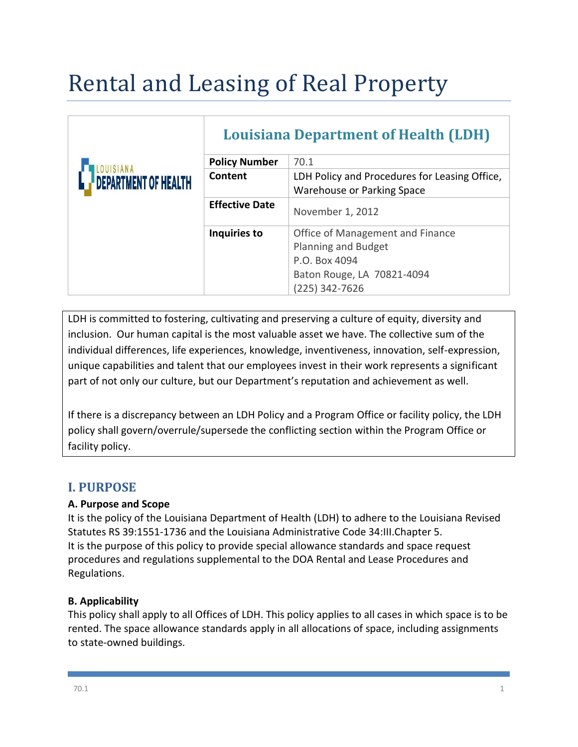# Rental and Leasing of Real Property

| | Louisiana Department of Health (LDH) |
|---|---|
| **Policy Number** | 70.1 |
| **Content** | LDH Policy and Procedures for Leasing Office, Warehouse or Parking Space |
| **Effective Date** | November 1, 2012 |
| **Inquiries to** | Office of Management and Finance<br>Planning and Budget<br>P.O. Box 4094<br>Baton Rouge, LA 70821-4094<br>(225) 342-7626 |

LDH is committed to fostering, cultivating and preserving a culture of equity, diversity and inclusion. Our human capital is the most valuable asset we have. The collective sum of the individual differences, life experiences, knowledge, inventiveness, innovation, self-expression, unique capabilities and talent that our employees invest in their work represents a significant part of not only our culture, but our Department's reputation and achievement as well.

If there is a discrepancy between an LDH Policy and a Program Office or facility policy, the LDH policy shall govern/overrule/supersede the conflicting section within the Program Office or facility policy.

## I. PURPOSE

### A. Purpose and Scope

It is the policy of the Louisiana Department of Health (LDH) to adhere to the Louisiana Revised Statutes RS 39:1551-1736 and the Louisiana Administrative Code 34:III.Chapter 5.
It is the purpose of this policy to provide special allowance standards and space request procedures and regulations supplemental to the DOA Rental and Lease Procedures and Regulations.

### B. Applicability

This policy shall apply to all Offices of LDH. This policy applies to all cases in which space is to be rented. The space allowance standards apply in all allocations of space, including assignments to state-owned buildings.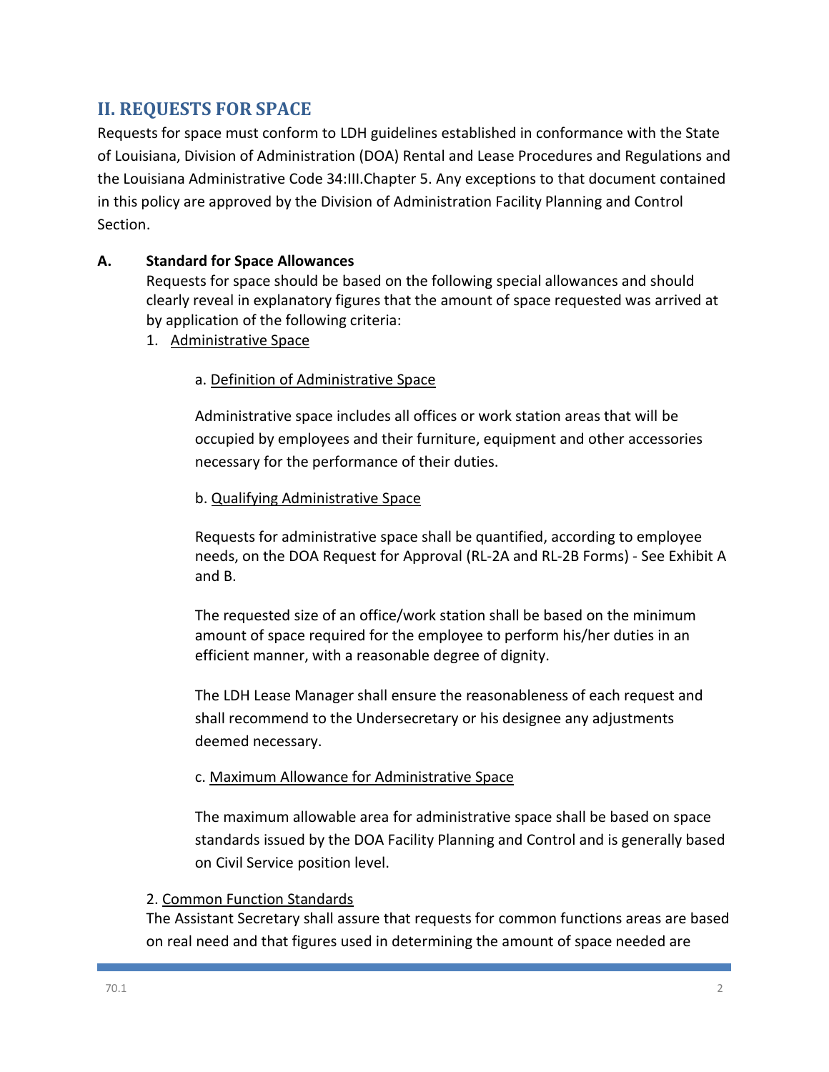## II. REQUESTS FOR SPACE

Requests for space must conform to LDH guidelines established in conformance with the State of Louisiana, Division of Administration (DOA) Rental and Lease Procedures and Regulations and the Louisiana Administrative Code 34:III.Chapter 5. Any exceptions to that document contained in this policy are approved by the Division of Administration Facility Planning and Control Section.

**A. Standard for Space Allowances**

Requests for space should be based on the following special allowances and should clearly reveal in explanatory figures that the amount of space requested was arrived at by application of the following criteria:

1. Administrative Space

   a. Definition of Administrative Space

   Administrative space includes all offices or work station areas that will be occupied by employees and their furniture, equipment and other accessories necessary for the performance of their duties.

   b. Qualifying Administrative Space

   Requests for administrative space shall be quantified, according to employee needs, on the DOA Request for Approval (RL-2A and RL-2B Forms) - See Exhibit A and B.

   The requested size of an office/work station shall be based on the minimum amount of space required for the employee to perform his/her duties in an efficient manner, with a reasonable degree of dignity.

   The LDH Lease Manager shall ensure the reasonableness of each request and shall recommend to the Undersecretary or his designee any adjustments deemed necessary.

   c. Maximum Allowance for Administrative Space

   The maximum allowable area for administrative space shall be based on space standards issued by the DOA Facility Planning and Control and is generally based on Civil Service position level.

2. Common Function Standards

   The Assistant Secretary shall assure that requests for common functions areas are based on real need and that figures used in determining the amount of space needed are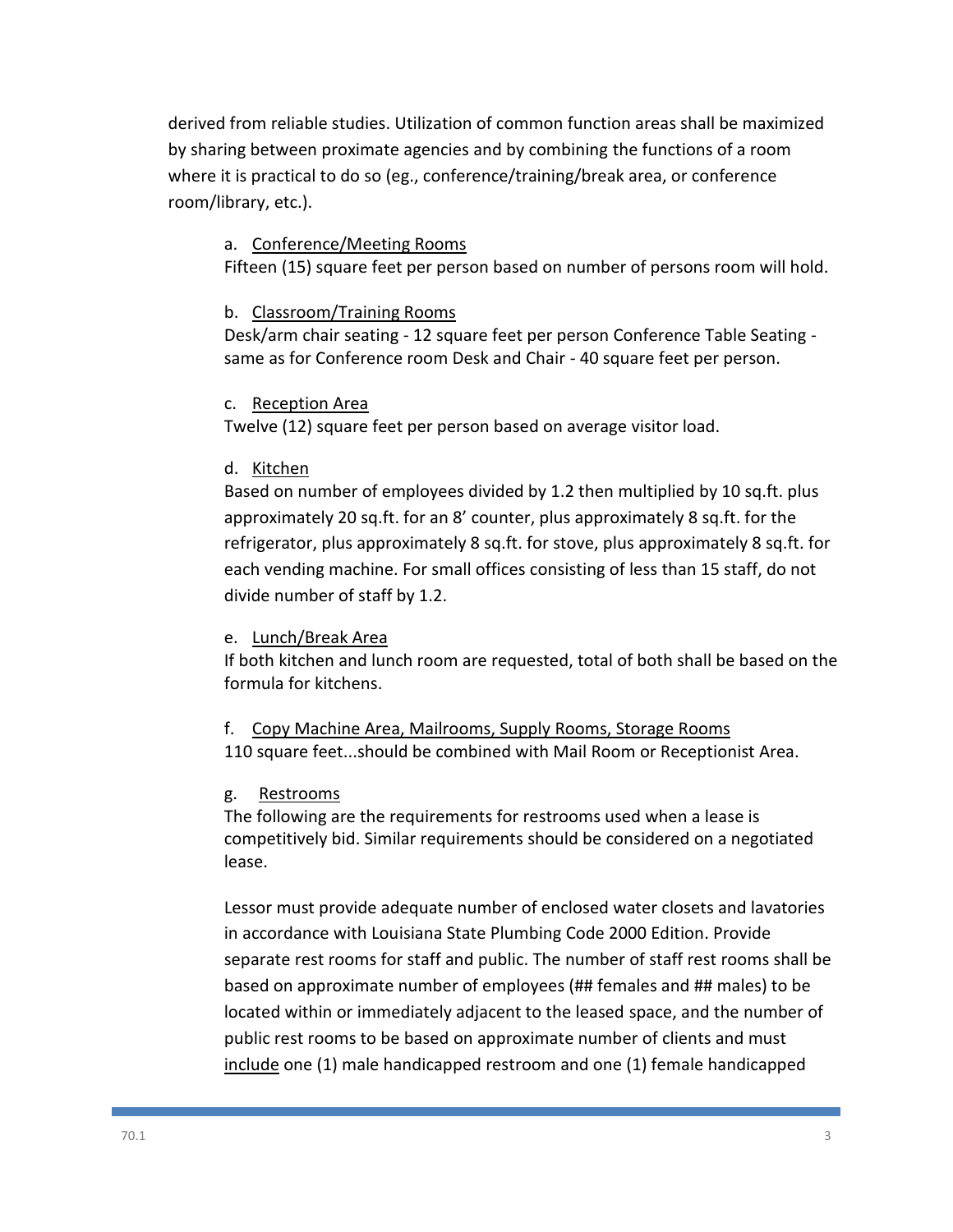derived from reliable studies. Utilization of common function areas shall be maximized by sharing between proximate agencies and by combining the functions of a room where it is practical to do so (eg., conference/training/break area, or conference room/library, etc.).

a. <u>Conference/Meeting Rooms</u>
Fifteen (15) square feet per person based on number of persons room will hold.

b. <u>Classroom/Training Rooms</u>
Desk/arm chair seating - 12 square feet per person Conference Table Seating - same as for Conference room Desk and Chair - 40 square feet per person.

c. <u>Reception Area</u>
Twelve (12) square feet per person based on average visitor load.

d. <u>Kitchen</u>
Based on number of employees divided by 1.2 then multiplied by 10 sq.ft. plus approximately 20 sq.ft. for an 8' counter, plus approximately 8 sq.ft. for the refrigerator, plus approximately 8 sq.ft. for stove, plus approximately 8 sq.ft. for each vending machine. For small offices consisting of less than 15 staff, do not divide number of staff by 1.2.

e. <u>Lunch/Break Area</u>
If both kitchen and lunch room are requested, total of both shall be based on the formula for kitchens.

f. <u>Copy Machine Area, Mailrooms, Supply Rooms, Storage Rooms</u>
110 square feet...should be combined with Mail Room or Receptionist Area.

g. <u>Restrooms</u>
The following are the requirements for restrooms used when a lease is competitively bid. Similar requirements should be considered on a negotiated lease.

Lessor must provide adequate number of enclosed water closets and lavatories in accordance with Louisiana State Plumbing Code 2000 Edition. Provide separate rest rooms for staff and public. The number of staff rest rooms shall be based on approximate number of employees (## females and ## males) to be located within or immediately adjacent to the leased space, and the number of public rest rooms to be based on approximate number of clients and must <u>include</u> one (1) male handicapped restroom and one (1) female handicapped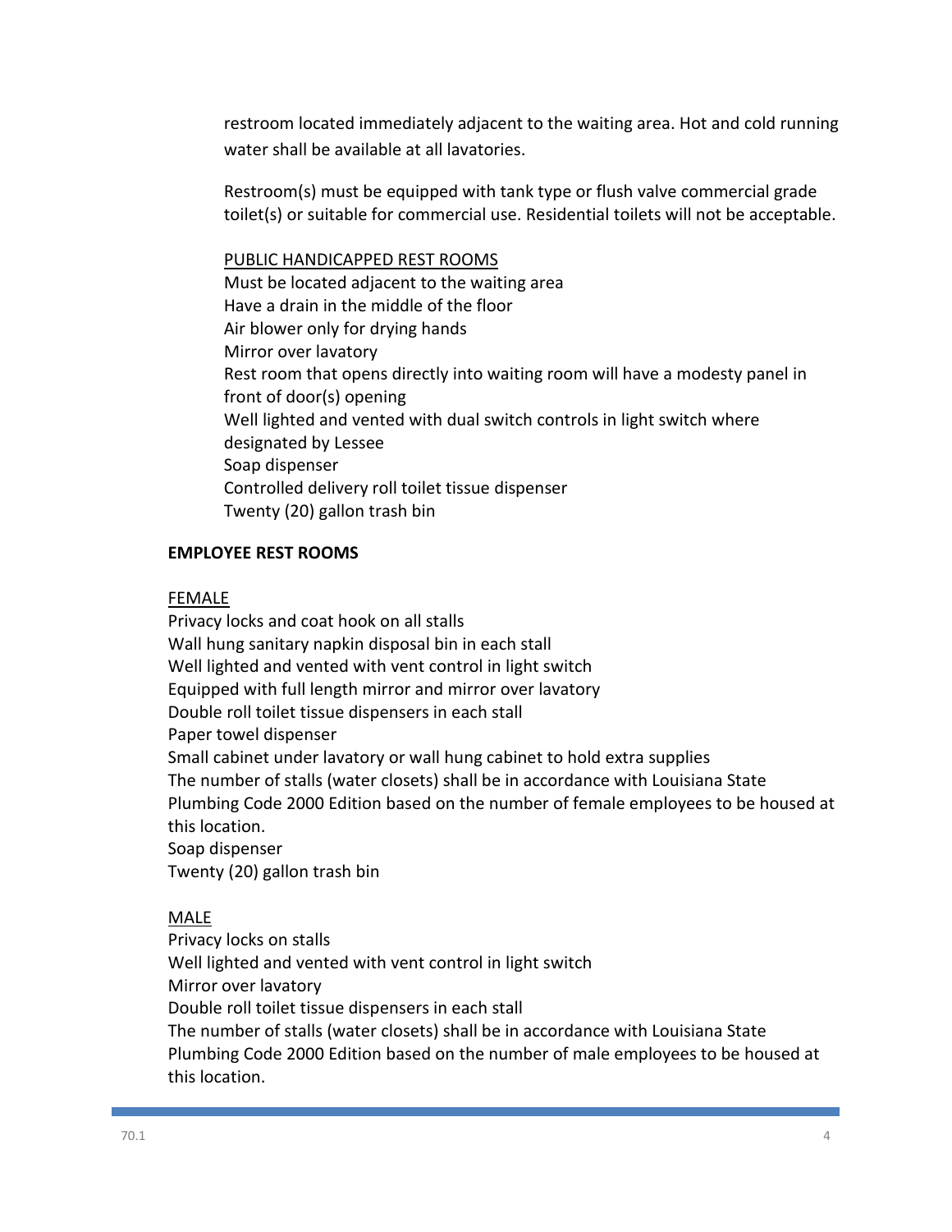restroom located immediately adjacent to the waiting area. Hot and cold running water shall be available at all lavatories.

Restroom(s) must be equipped with tank type or flush valve commercial grade toilet(s) or suitable for commercial use. Residential toilets will not be acceptable.

<u>PUBLIC HANDICAPPED REST ROOMS</u>

Must be located adjacent to the waiting area
Have a drain in the middle of the floor
Air blower only for drying hands
Mirror over lavatory
Rest room that opens directly into waiting room will have a modesty panel in front of door(s) opening
Well lighted and vented with dual switch controls in light switch where designated by Lessee
Soap dispenser
Controlled delivery roll toilet tissue dispenser
Twenty (20) gallon trash bin

**EMPLOYEE REST ROOMS**

<u>FEMALE</u>

Privacy locks and coat hook on all stalls
Wall hung sanitary napkin disposal bin in each stall
Well lighted and vented with vent control in light switch
Equipped with full length mirror and mirror over lavatory
Double roll toilet tissue dispensers in each stall
Paper towel dispenser
Small cabinet under lavatory or wall hung cabinet to hold extra supplies
The number of stalls (water closets) shall be in accordance with Louisiana State Plumbing Code 2000 Edition based on the number of female employees to be housed at this location.
Soap dispenser
Twenty (20) gallon trash bin

<u>MALE</u>

Privacy locks on stalls
Well lighted and vented with vent control in light switch
Mirror over lavatory
Double roll toilet tissue dispensers in each stall
The number of stalls (water closets) shall be in accordance with Louisiana State Plumbing Code 2000 Edition based on the number of male employees to be housed at this location.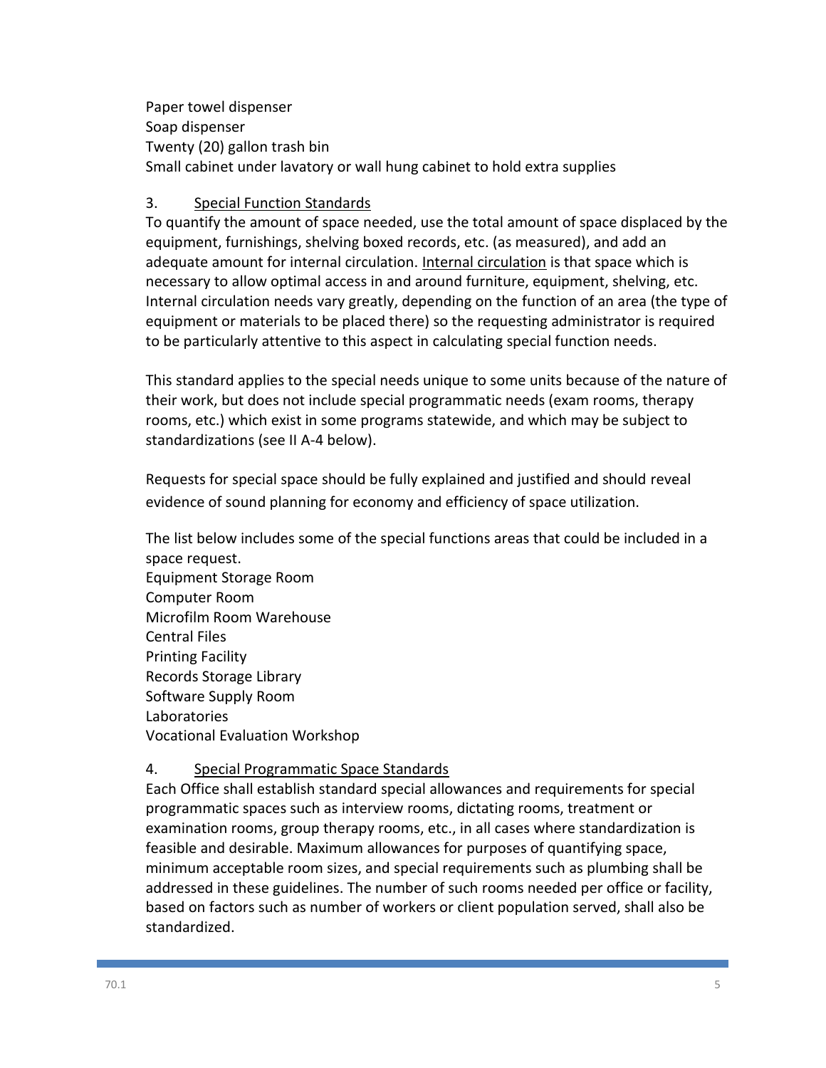Paper towel dispenser
Soap dispenser
Twenty (20) gallon trash bin
Small cabinet under lavatory or wall hung cabinet to hold extra supplies

3. <u>Special Function Standards</u>

To quantify the amount of space needed, use the total amount of space displaced by the equipment, furnishings, shelving boxed records, etc. (as measured), and add an adequate amount for internal circulation. <u>Internal circulation</u> is that space which is necessary to allow optimal access in and around furniture, equipment, shelving, etc. Internal circulation needs vary greatly, depending on the function of an area (the type of equipment or materials to be placed there) so the requesting administrator is required to be particularly attentive to this aspect in calculating special function needs.

This standard applies to the special needs unique to some units because of the nature of their work, but does not include special programmatic needs (exam rooms, therapy rooms, etc.) which exist in some programs statewide, and which may be subject to standardizations (see II A-4 below).

Requests for special space should be fully explained and justified and should reveal evidence of sound planning for economy and efficiency of space utilization.

The list below includes some of the special functions areas that could be included in a space request.
Equipment Storage Room
Computer Room
Microfilm Room Warehouse
Central Files
Printing Facility
Records Storage Library
Software Supply Room
Laboratories
Vocational Evaluation Workshop

4. <u>Special Programmatic Space Standards</u>

Each Office shall establish standard special allowances and requirements for special programmatic spaces such as interview rooms, dictating rooms, treatment or examination rooms, group therapy rooms, etc., in all cases where standardization is feasible and desirable. Maximum allowances for purposes of quantifying space, minimum acceptable room sizes, and special requirements such as plumbing shall be addressed in these guidelines. The number of such rooms needed per office or facility, based on factors such as number of workers or client population served, shall also be standardized.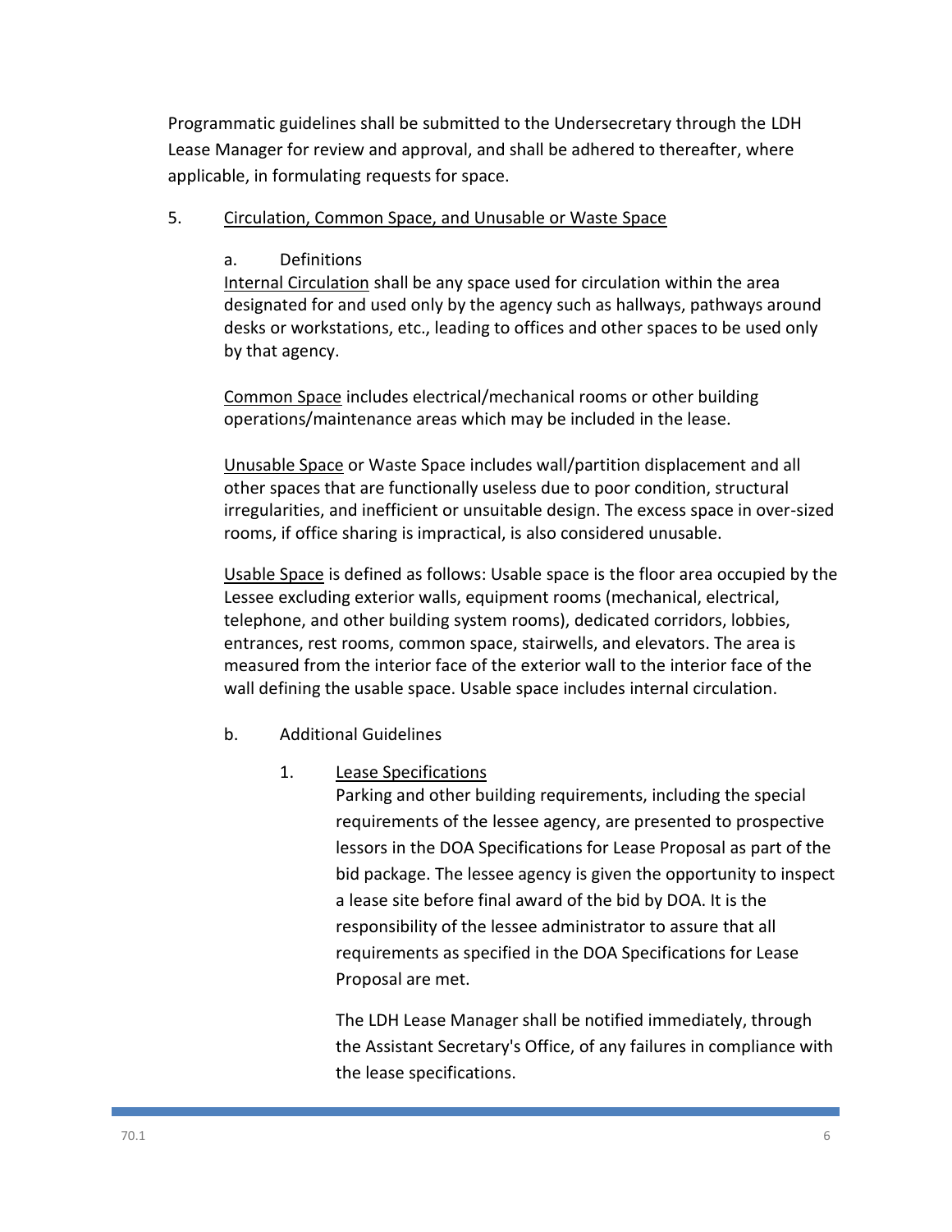Programmatic guidelines shall be submitted to the Undersecretary through the LDH Lease Manager for review and approval, and shall be adhered to thereafter, where applicable, in formulating requests for space.

5. Circulation, Common Space, and Unusable or Waste Space

a. Definitions

Internal Circulation shall be any space used for circulation within the area designated for and used only by the agency such as hallways, pathways around desks or workstations, etc., leading to offices and other spaces to be used only by that agency.

Common Space includes electrical/mechanical rooms or other building operations/maintenance areas which may be included in the lease.

Unusable Space or Waste Space includes wall/partition displacement and all other spaces that are functionally useless due to poor condition, structural irregularities, and inefficient or unsuitable design. The excess space in over-sized rooms, if office sharing is impractical, is also considered unusable.

Usable Space is defined as follows: Usable space is the floor area occupied by the Lessee excluding exterior walls, equipment rooms (mechanical, electrical, telephone, and other building system rooms), dedicated corridors, lobbies, entrances, rest rooms, common space, stairwells, and elevators. The area is measured from the interior face of the exterior wall to the interior face of the wall defining the usable space. Usable space includes internal circulation.

b. Additional Guidelines

1. Lease Specifications

Parking and other building requirements, including the special requirements of the lessee agency, are presented to prospective lessors in the DOA Specifications for Lease Proposal as part of the bid package. The lessee agency is given the opportunity to inspect a lease site before final award of the bid by DOA. It is the responsibility of the lessee administrator to assure that all requirements as specified in the DOA Specifications for Lease Proposal are met.

The LDH Lease Manager shall be notified immediately, through the Assistant Secretary's Office, of any failures in compliance with the lease specifications.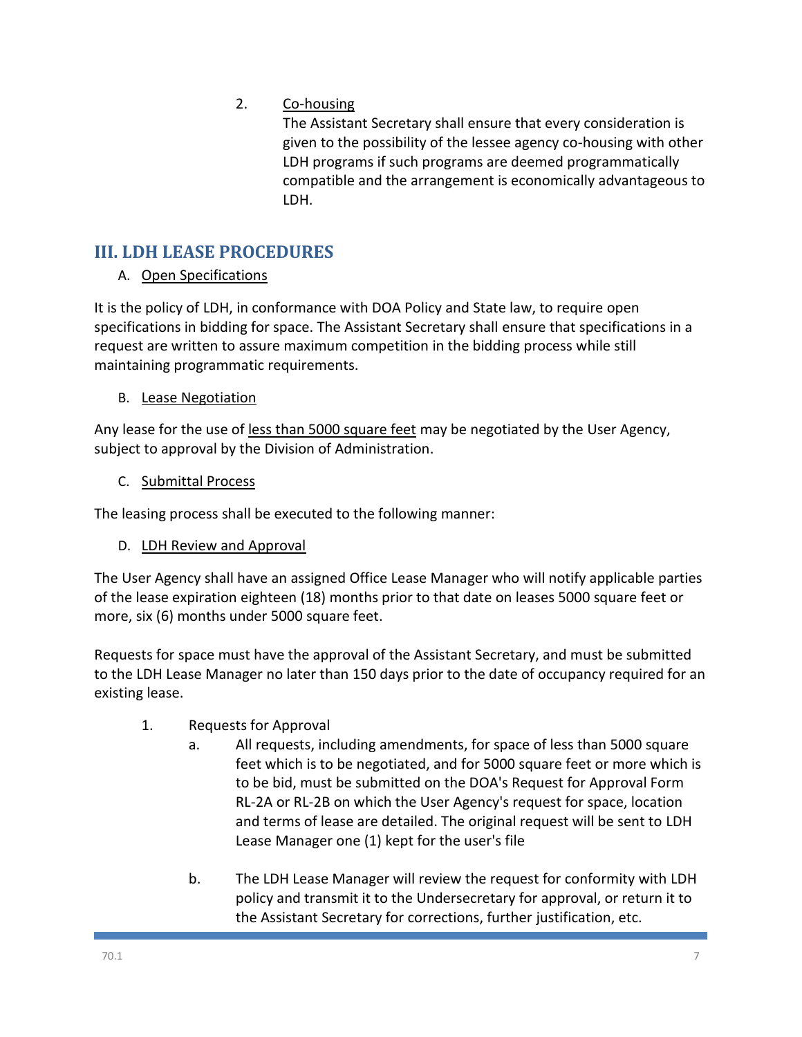2. <u>Co-housing</u>

   The Assistant Secretary shall ensure that every consideration is given to the possibility of the lessee agency co-housing with other LDH programs if such programs are deemed programmatically compatible and the arrangement is economically advantageous to LDH.

## III. LDH LEASE PROCEDURES

A. <u>Open Specifications</u>

It is the policy of LDH, in conformance with DOA Policy and State law, to require open specifications in bidding for space. The Assistant Secretary shall ensure that specifications in a request are written to assure maximum competition in the bidding process while still maintaining programmatic requirements.

B. <u>Lease Negotiation</u>

Any lease for the use of <u>less than 5000 square feet</u> may be negotiated by the User Agency, subject to approval by the Division of Administration.

C. <u>Submittal Process</u>

The leasing process shall be executed to the following manner:

D. <u>LDH Review and Approval</u>

The User Agency shall have an assigned Office Lease Manager who will notify applicable parties of the lease expiration eighteen (18) months prior to that date on leases 5000 square feet or more, six (6) months under 5000 square feet.

Requests for space must have the approval of the Assistant Secretary, and must be submitted to the LDH Lease Manager no later than 150 days prior to the date of occupancy required for an existing lease.

1. Requests for Approval
   a. All requests, including amendments, for space of less than 5000 square feet which is to be negotiated, and for 5000 square feet or more which is to be bid, must be submitted on the DOA's Request for Approval Form RL-2A or RL-2B on which the User Agency's request for space, location and terms of lease are detailed. The original request will be sent to LDH Lease Manager one (1) kept for the user's file

   b. The LDH Lease Manager will review the request for conformity with LDH policy and transmit it to the Undersecretary for approval, or return it to the Assistant Secretary for corrections, further justification, etc.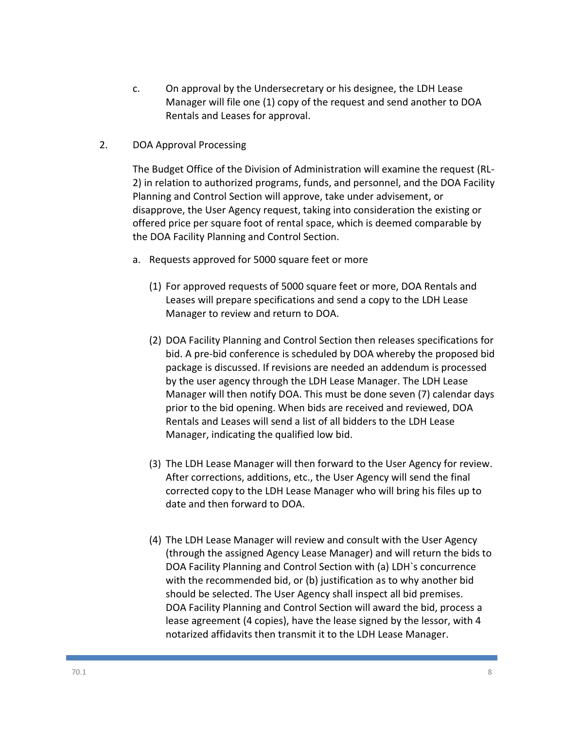c. On approval by the Undersecretary or his designee, the LDH Lease Manager will file one (1) copy of the request and send another to DOA Rentals and Leases for approval.

2. DOA Approval Processing

   The Budget Office of the Division of Administration will examine the request (RL-2) in relation to authorized programs, funds, and personnel, and the DOA Facility Planning and Control Section will approve, take under advisement, or disapprove, the User Agency request, taking into consideration the existing or offered price per square foot of rental space, which is deemed comparable by the DOA Facility Planning and Control Section.

   a. Requests approved for 5000 square feet or more

      (1) For approved requests of 5000 square feet or more, DOA Rentals and Leases will prepare specifications and send a copy to the LDH Lease Manager to review and return to DOA.

      (2) DOA Facility Planning and Control Section then releases specifications for bid. A pre-bid conference is scheduled by DOA whereby the proposed bid package is discussed. If revisions are needed an addendum is processed by the user agency through the LDH Lease Manager. The LDH Lease Manager will then notify DOA. This must be done seven (7) calendar days prior to the bid opening. When bids are received and reviewed, DOA Rentals and Leases will send a list of all bidders to the LDH Lease Manager, indicating the qualified low bid.

      (3) The LDH Lease Manager will then forward to the User Agency for review. After corrections, additions, etc., the User Agency will send the final corrected copy to the LDH Lease Manager who will bring his files up to date and then forward to DOA.

      (4) The LDH Lease Manager will review and consult with the User Agency (through the assigned Agency Lease Manager) and will return the bids to DOA Facility Planning and Control Section with (a) LDH`s concurrence with the recommended bid, or (b) justification as to why another bid should be selected. The User Agency shall inspect all bid premises. DOA Facility Planning and Control Section will award the bid, process a lease agreement (4 copies), have the lease signed by the lessor, with 4 notarized affidavits then transmit it to the LDH Lease Manager.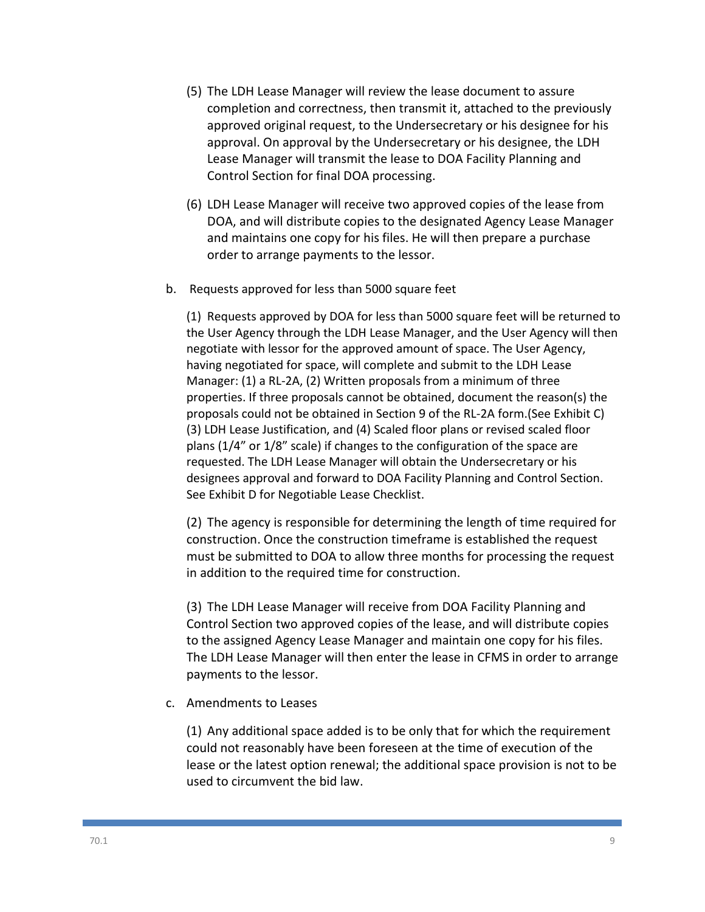(5) The LDH Lease Manager will review the lease document to assure completion and correctness, then transmit it, attached to the previously approved original request, to the Undersecretary or his designee for his approval. On approval by the Undersecretary or his designee, the LDH Lease Manager will transmit the lease to DOA Facility Planning and Control Section for final DOA processing.

(6) LDH Lease Manager will receive two approved copies of the lease from DOA, and will distribute copies to the designated Agency Lease Manager and maintains one copy for his files. He will then prepare a purchase order to arrange payments to the lessor.

b. Requests approved for less than 5000 square feet

(1) Requests approved by DOA for less than 5000 square feet will be returned to the User Agency through the LDH Lease Manager, and the User Agency will then negotiate with lessor for the approved amount of space. The User Agency, having negotiated for space, will complete and submit to the LDH Lease Manager: (1) a RL-2A, (2) Written proposals from a minimum of three properties. If three proposals cannot be obtained, document the reason(s) the proposals could not be obtained in Section 9 of the RL-2A form.(See Exhibit C) (3) LDH Lease Justification, and (4) Scaled floor plans or revised scaled floor plans (1/4" or 1/8" scale) if changes to the configuration of the space are requested. The LDH Lease Manager will obtain the Undersecretary or his designees approval and forward to DOA Facility Planning and Control Section. See Exhibit D for Negotiable Lease Checklist.

(2) The agency is responsible for determining the length of time required for construction. Once the construction timeframe is established the request must be submitted to DOA to allow three months for processing the request in addition to the required time for construction.

(3) The LDH Lease Manager will receive from DOA Facility Planning and Control Section two approved copies of the lease, and will distribute copies to the assigned Agency Lease Manager and maintain one copy for his files. The LDH Lease Manager will then enter the lease in CFMS in order to arrange payments to the lessor.

c. Amendments to Leases

(1) Any additional space added is to be only that for which the requirement could not reasonably have been foreseen at the time of execution of the lease or the latest option renewal; the additional space provision is not to be used to circumvent the bid law.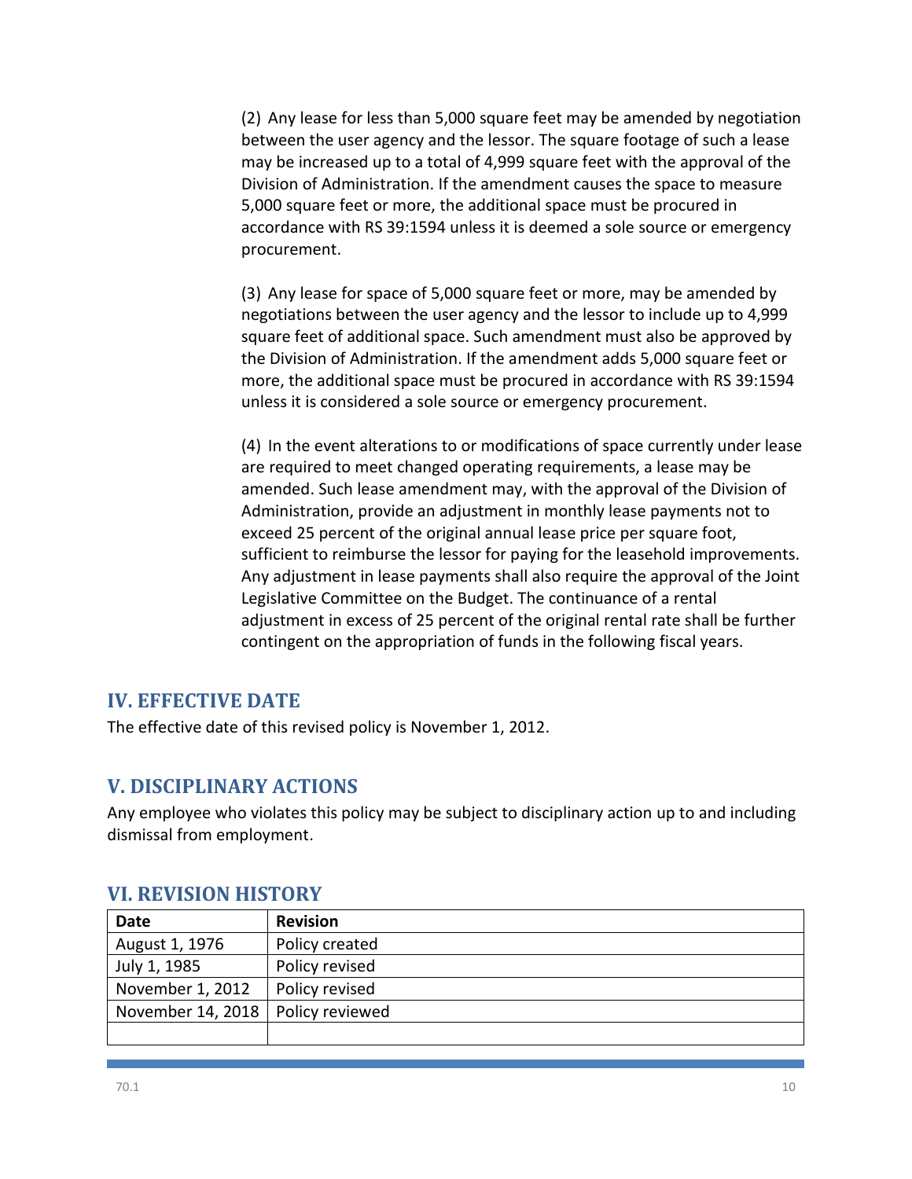(2) Any lease for less than 5,000 square feet may be amended by negotiation between the user agency and the lessor. The square footage of such a lease may be increased up to a total of 4,999 square feet with the approval of the Division of Administration. If the amendment causes the space to measure 5,000 square feet or more, the additional space must be procured in accordance with RS 39:1594 unless it is deemed a sole source or emergency procurement.

(3) Any lease for space of 5,000 square feet or more, may be amended by negotiations between the user agency and the lessor to include up to 4,999 square feet of additional space. Such amendment must also be approved by the Division of Administration. If the amendment adds 5,000 square feet or more, the additional space must be procured in accordance with RS 39:1594 unless it is considered a sole source or emergency procurement.

(4) In the event alterations to or modifications of space currently under lease are required to meet changed operating requirements, a lease may be amended. Such lease amendment may, with the approval of the Division of Administration, provide an adjustment in monthly lease payments not to exceed 25 percent of the original annual lease price per square foot, sufficient to reimburse the lessor for paying for the leasehold improvements. Any adjustment in lease payments shall also require the approval of the Joint Legislative Committee on the Budget. The continuance of a rental adjustment in excess of 25 percent of the original rental rate shall be further contingent on the appropriation of funds in the following fiscal years.

## IV. EFFECTIVE DATE

The effective date of this revised policy is November 1, 2012.

## V. DISCIPLINARY ACTIONS

Any employee who violates this policy may be subject to disciplinary action up to and including dismissal from employment.

## VI. REVISION HISTORY

| Date | Revision |
|---|---|
| August 1, 1976 | Policy created |
| July 1, 1985 | Policy revised |
| November 1, 2012 | Policy revised |
| November 14, 2018 | Policy reviewed |
| | |